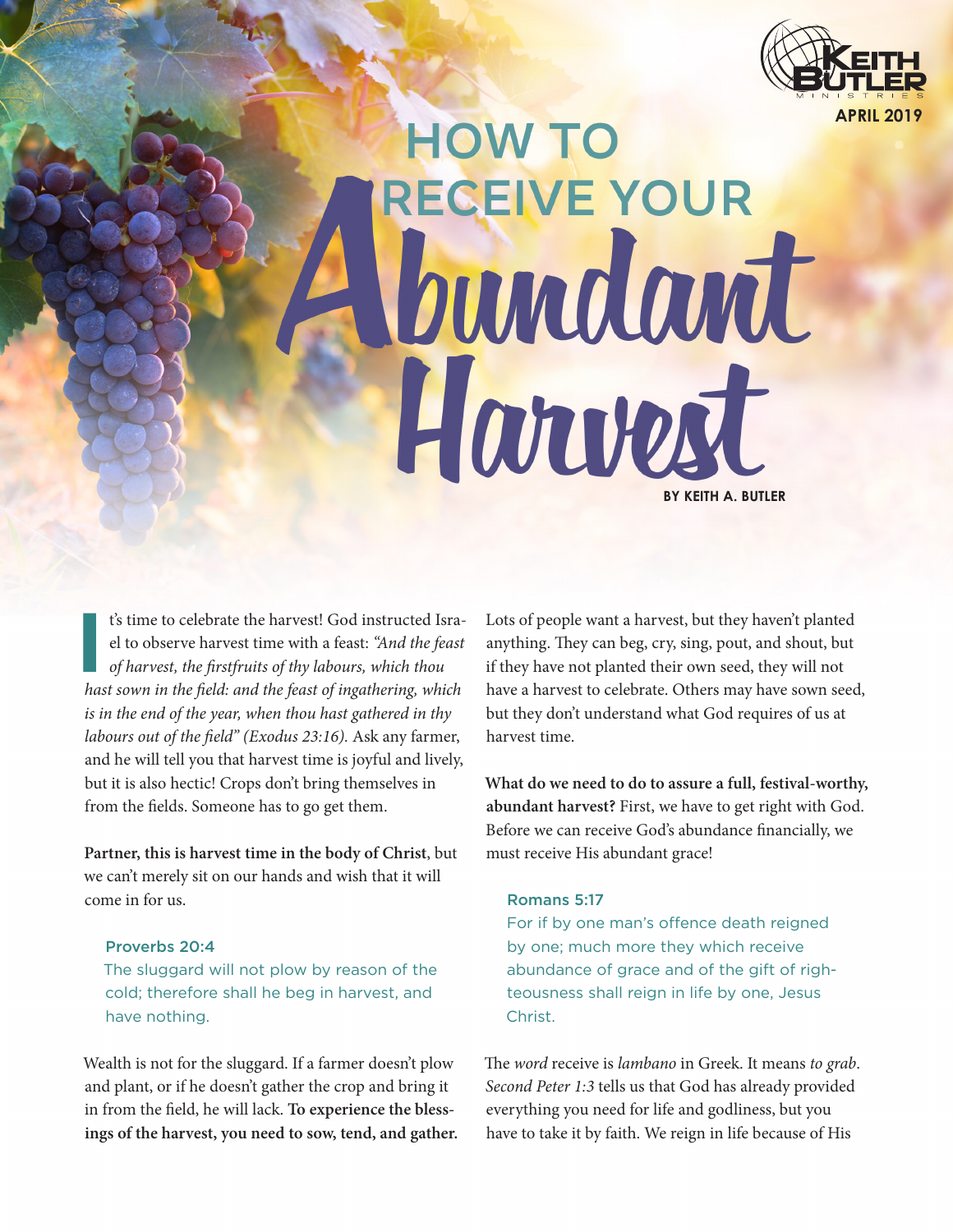KEITH BUTLER MINISTRIES

APRIL 2019

# HOW TO RECEIVE YOUR Abundant Harvest

BY KEITH A. BUTLER

It's time to celebrate the harvest! God instructed Israel to observe harvest time with a feast: *"And the feast of harvest, the firstfruits of thy labours, which thou hast sown in the field: and the feast of ingathering, which is in the end of the year, when thou hast gathered in thy labours out of the field" (Exodus 23:16).* Ask any farmer, and he will tell you that harvest time is joyful and lively, but it is also hectic! Crops don't bring themselves in from the fields. Someone has to go get them.

**Partner, this is harvest time in the body of Christ**, but we can't merely sit on our hands and wish that it will come in for us.

> **Proverbs 20:4**
> The sluggard will not plow by reason of the cold; therefore shall he beg in harvest, and have nothing.

Wealth is not for the sluggard. If a farmer doesn't plow and plant, or if he doesn't gather the crop and bring it in from the field, he will lack. **To experience the blessings of the harvest, you need to sow, tend, and gather.**

Lots of people want a harvest, but they haven't planted anything. They can beg, cry, sing, pout, and shout, but if they have not planted their own seed, they will not have a harvest to celebrate. Others may have sown seed, but they don't understand what God requires of us at harvest time.

**What do we need to do to assure a full, festival-worthy, abundant harvest?** First, we have to get right with God. Before we can receive God's abundance financially, we must receive His abundant grace!

> **Romans 5:17**
> For if by one man's offence death reigned by one; much more they which receive abundance of grace and of the gift of righteousness shall reign in life by one, Jesus Christ.

The *word* receive is *lambano* in Greek. It means *to grab*. *Second Peter 1:3* tells us that God has already provided everything you need for life and godliness, but you have to take it by faith. We reign in life because of His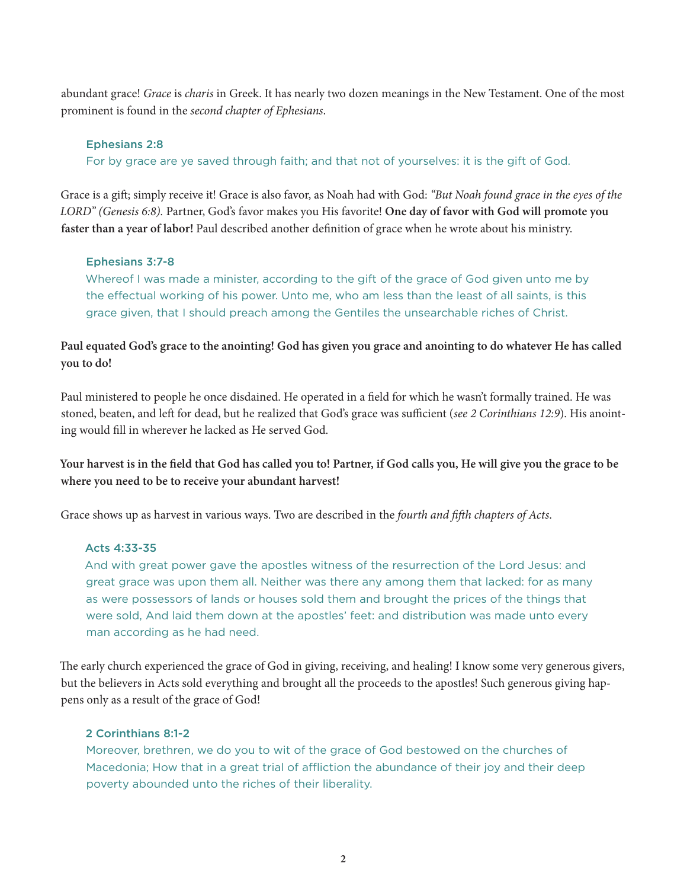abundant grace! *Grace* is *charis* in Greek. It has nearly two dozen meanings in the New Testament. One of the most prominent is found in the *second chapter of Ephesians*.

> **Ephesians 2:8**
> For by grace are ye saved through faith; and that not of yourselves: it is the gift of God.

Grace is a gift; simply receive it! Grace is also favor, as Noah had with God: *"But Noah found grace in the eyes of the LORD" (Genesis 6:8).* Partner, God's favor makes you His favorite! **One day of favor with God will promote you faster than a year of labor!** Paul described another definition of grace when he wrote about his ministry.

> **Ephesians 3:7-8**
> Whereof I was made a minister, according to the gift of the grace of God given unto me by the effectual working of his power. Unto me, who am less than the least of all saints, is this grace given, that I should preach among the Gentiles the unsearchable riches of Christ.

**Paul equated God's grace to the anointing! God has given you grace and anointing to do whatever He has called you to do!**

Paul ministered to people he once disdained. He operated in a field for which he wasn't formally trained. He was stoned, beaten, and left for dead, but he realized that God's grace was sufficient (*see 2 Corinthians 12:9*). His anointing would fill in wherever he lacked as He served God.

**Your harvest is in the field that God has called you to! Partner, if God calls you, He will give you the grace to be where you need to be to receive your abundant harvest!**

Grace shows up as harvest in various ways. Two are described in the *fourth and fifth chapters of Acts*.

> **Acts 4:33-35**
> And with great power gave the apostles witness of the resurrection of the Lord Jesus: and great grace was upon them all. Neither was there any among them that lacked: for as many as were possessors of lands or houses sold them and brought the prices of the things that were sold, And laid them down at the apostles' feet: and distribution was made unto every man according as he had need.

The early church experienced the grace of God in giving, receiving, and healing! I know some very generous givers, but the believers in Acts sold everything and brought all the proceeds to the apostles! Such generous giving happens only as a result of the grace of God!

> **2 Corinthians 8:1-2**
> Moreover, brethren, we do you to wit of the grace of God bestowed on the churches of Macedonia; How that in a great trial of affliction the abundance of their joy and their deep poverty abounded unto the riches of their liberality.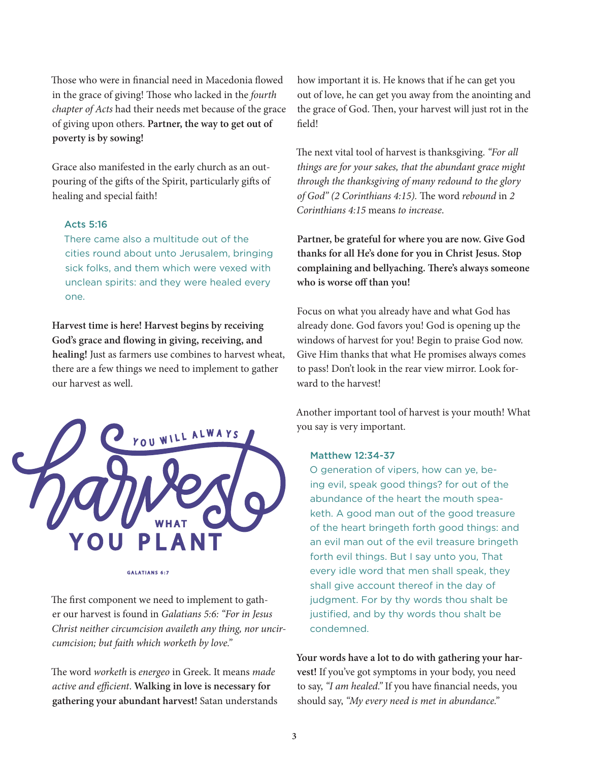Those who were in financial need in Macedonia flowed in the grace of giving! Those who lacked in the *fourth chapter of Acts* had their needs met because of the grace of giving upon others. **Partner, the way to get out of poverty is by sowing!**

Grace also manifested in the early church as an outpouring of the gifts of the Spirit, particularly gifts of healing and special faith!

> **Acts 5:16**
> There came also a multitude out of the cities round about unto Jerusalem, bringing sick folks, and them which were vexed with unclean spirits: and they were healed every one.

**Harvest time is here! Harvest begins by receiving God's grace and flowing in giving, receiving, and healing!** Just as farmers use combines to harvest wheat, there are a few things we need to implement to gather our harvest as well.

YOU WILL ALWAYS harvest WHAT YOU PLANT

GALATIANS 6:7

The first component we need to implement to gather our harvest is found in *Galatians 5:6: "For in Jesus Christ neither circumcision availeth any thing, nor uncircumcision; but faith which worketh by love."*

The word *worketh* is *energeo* in Greek. It means *made active and efficient*. **Walking in love is necessary for gathering your abundant harvest!** Satan understands how important it is. He knows that if he can get you out of love, he can get you away from the anointing and the grace of God. Then, your harvest will just rot in the field!

The next vital tool of harvest is thanksgiving. *"For all things are for your sakes, that the abundant grace might through the thanksgiving of many redound to the glory of God" (2 Corinthians 4:15).* The word *rebound* in *2 Corinthians 4:15* means *to increase*.

**Partner, be grateful for where you are now. Give God thanks for all He's done for you in Christ Jesus. Stop complaining and bellyaching. There's always someone who is worse off than you!**

Focus on what you already have and what God has already done. God favors you! God is opening up the windows of harvest for you! Begin to praise God now. Give Him thanks that what He promises always comes to pass! Don't look in the rear view mirror. Look forward to the harvest!

Another important tool of harvest is your mouth! What you say is very important.

> **Matthew 12:34-37**
> O generation of vipers, how can ye, being evil, speak good things? for out of the abundance of the heart the mouth speaketh. A good man out of the good treasure of the heart bringeth forth good things: and an evil man out of the evil treasure bringeth forth evil things. But I say unto you, That every idle word that men shall speak, they shall give account thereof in the day of judgment. For by thy words thou shalt be justified, and by thy words thou shalt be condemned.

**Your words have a lot to do with gathering your harvest!** If you've got symptoms in your body, you need to say, *"I am healed."* If you have financial needs, you should say, *"My every need is met in abundance."*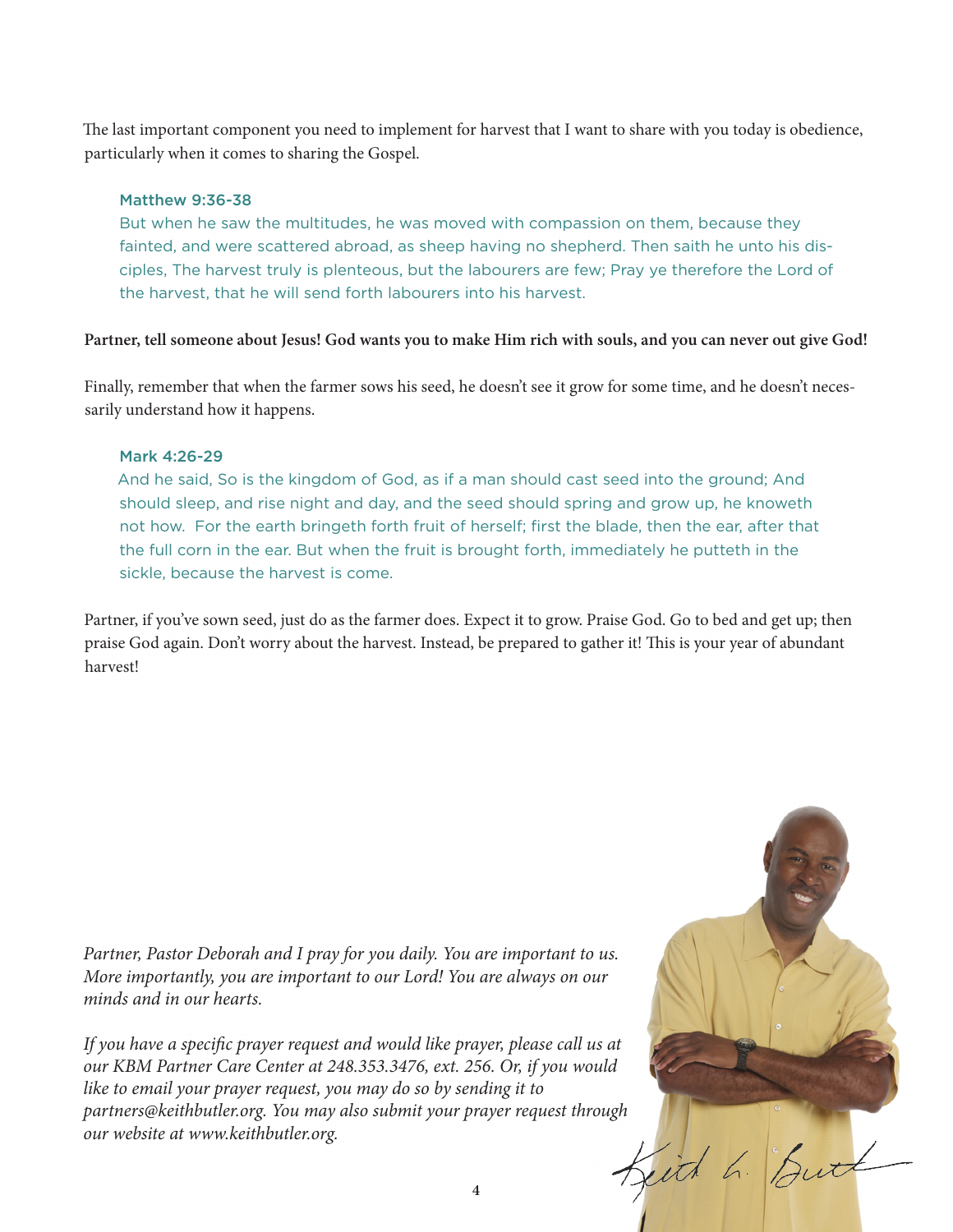The last important component you need to implement for harvest that I want to share with you today is obedience, particularly when it comes to sharing the Gospel.

> **Matthew 9:36-38**
> But when he saw the multitudes, he was moved with compassion on them, because they fainted, and were scattered abroad, as sheep having no shepherd. Then saith he unto his disciples, The harvest truly is plenteous, but the labourers are few; Pray ye therefore the Lord of the harvest, that he will send forth labourers into his harvest.

**Partner, tell someone about Jesus! God wants you to make Him rich with souls, and you can never out give God!**

Finally, remember that when the farmer sows his seed, he doesn't see it grow for some time, and he doesn't necessarily understand how it happens.

> **Mark 4:26-29**
> And he said, So is the kingdom of God, as if a man should cast seed into the ground; And should sleep, and rise night and day, and the seed should spring and grow up, he knoweth not how. For the earth bringeth forth fruit of herself; first the blade, then the ear, after that the full corn in the ear. But when the fruit is brought forth, immediately he putteth in the sickle, because the harvest is come.

Partner, if you've sown seed, just do as the farmer does. Expect it to grow. Praise God. Go to bed and get up; then praise God again. Don't worry about the harvest. Instead, be prepared to gather it! This is your year of abundant harvest!

*Partner, Pastor Deborah and I pray for you daily. You are important to us. More importantly, you are important to our Lord! You are always on our minds and in our hearts.*

*If you have a specific prayer request and would like prayer, please call us at our KBM Partner Care Center at 248.353.3476, ext. 256. Or, if you would like to email your prayer request, you may do so by sending it to partners@keithbutler.org. You may also submit your prayer request through our website at www.keithbutler.org.*

Keith A. Butler